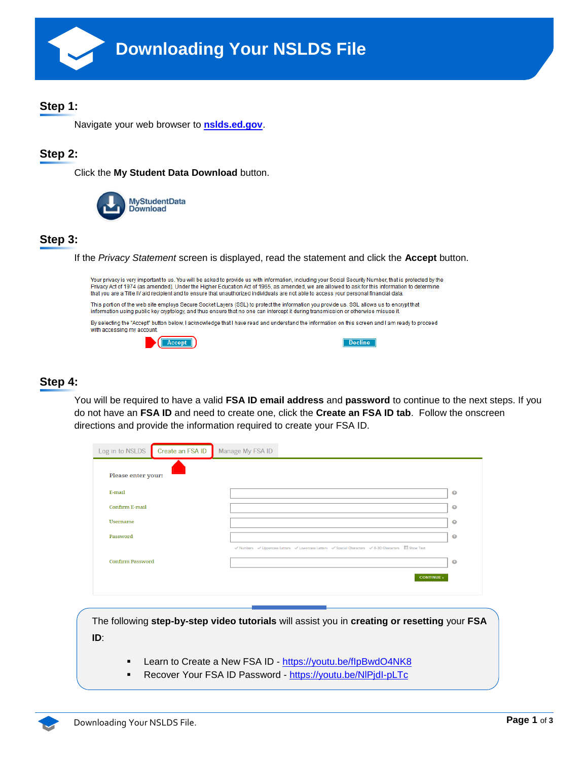# Downloading Your NSLDS File

## Step 1:

Navigate your web browser to **nslds.ed.gov**.

## Step 2:

Click the **My Student Data Download** button.

MyStudentData Download

## Step 3:

If the *Privacy Statement* screen is displayed, read the statement and click the **Accept** button.

Your privacy is very important to us. You will be asked to provide us with information, including your Social Security Number, that is protected by the Privacy Act of 1974 (as amended). Under the Higher Education Act of 1965, as amended, we are allowed to ask for this information to determine that you are a Title IV aid recipient and to ensure that unauthorized individuals are not able to access your personal financial data.

This portion of the web site employs Secure Socket Layers (SSL) to protect the information you provide us. SSL allows us to encrypt that information using public key cryptology, and thus ensure that no one can intercept it during transmission or otherwise misuse it.

By selecting the "Accept" button below, I acknowledge that I have read and understand the information on this screen and I am ready to proceed with accessing my account.

Accept    Decline

## Step 4:

You will be required to have a valid **FSA ID email address** and **password** to continue to the next steps. If you do not have an **FSA ID** and need to create one, click the **Create an FSA ID tab**. Follow the onscreen directions and provide the information required to create your FSA ID.

Log in to NSLDS | Create an FSA ID | Manage My FSA ID

Please enter your:

E-mail

Confirm E-mail

Username

Password

Numbers · Uppercase Letters · Lowercase Letters · Special Characters · 8-30 Characters · Show Text

Confirm Password

CONTINUE ›

The following **step-by-step video tutorials** will assist you in **creating or resetting** your **FSA ID**:

- Learn to Create a New FSA ID - https://youtu.be/flpBwdO4NK8
- Recover Your FSA ID Password - https://youtu.be/NIPjdl-pLTc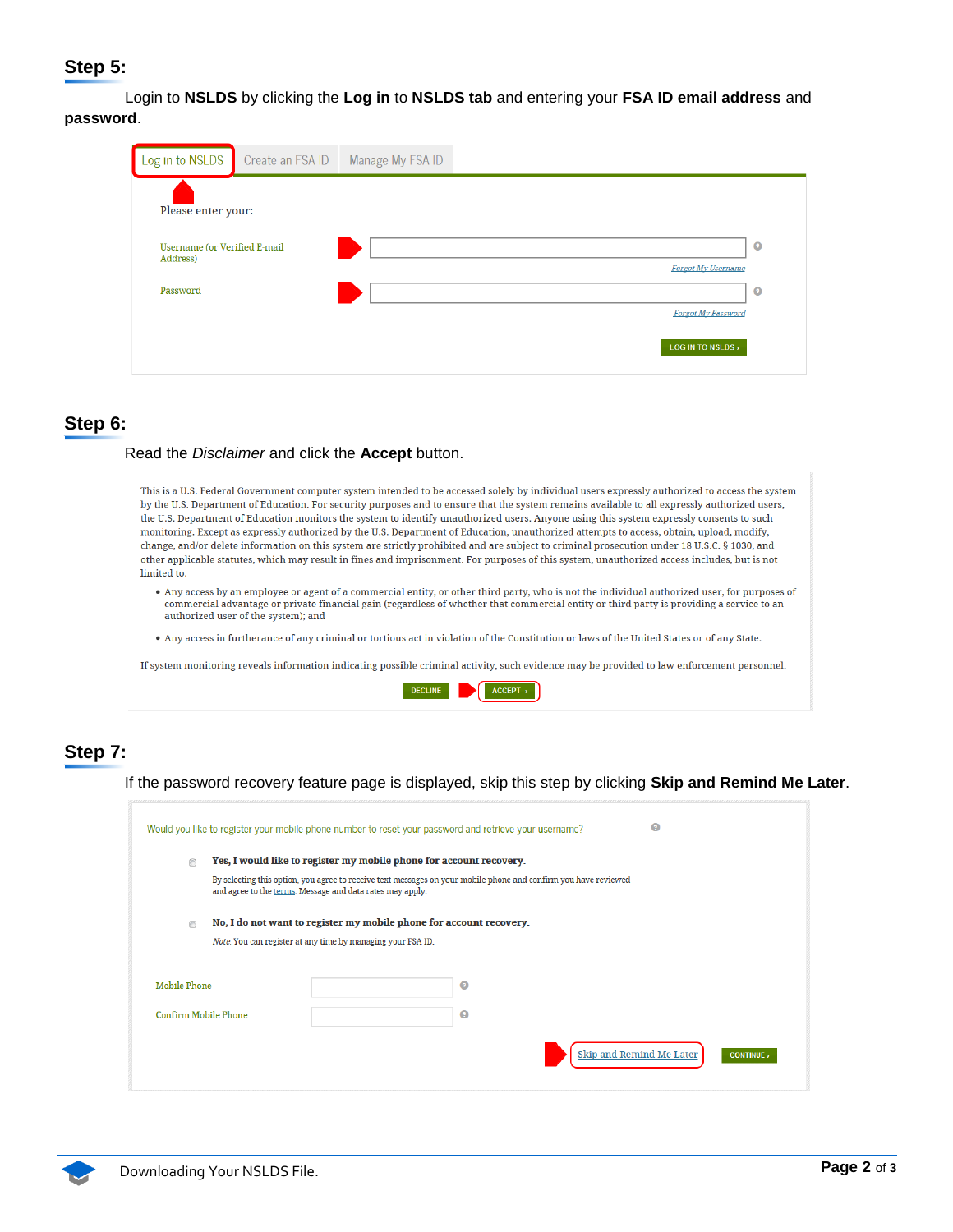## Step 5:

Login to **NSLDS** by clicking the **Log in** to **NSLDS tab** and entering your **FSA ID email address** and **password**.

Log in to NSLDS | Create an FSA ID | Manage My FSA ID

Please enter your:

Username (or Verified E-mail Address)

Forgot My Username

Password

Forgot My Password

LOG IN TO NSLDS ›

## Step 6:

Read the *Disclaimer* and click the **Accept** button.

This is a U.S. Federal Government computer system intended to be accessed solely by individual users expressly authorized to access the system by the U.S. Department of Education. For security purposes and to ensure that the system remains available to all expressly authorized users, the U.S. Department of Education monitors the system to identify unauthorized users. Anyone using this system expressly consents to such monitoring. Except as expressly authorized by the U.S. Department of Education, unauthorized attempts to access, obtain, upload, modify, change, and/or delete information on this system are strictly prohibited and are subject to criminal prosecution under 18 U.S.C. § 1030, and other applicable statutes, which may result in fines and imprisonment. For purposes of this system, unauthorized access includes, but is not limited to:

- Any access by an employee or agent of a commercial entity, or other third party, who is not the individual authorized user, for purposes of commercial advantage or private financial gain (regardless of whether that commercial entity or third party is providing a service to an authorized user of the system); and
- Any access in furtherance of any criminal or tortious act in violation of the Constitution or laws of the United States or of any State.

If system monitoring reveals information indicating possible criminal activity, such evidence may be provided to law enforcement personnel.

DECLINE | ACCEPT ›

## Step 7:

If the password recovery feature page is displayed, skip this step by clicking **Skip and Remind Me Later**.

Would you like to register your mobile phone number to reset your password and retrieve your username?

**Yes, I would like to register my mobile phone for account recovery.**

By selecting this option, you agree to receive text messages on your mobile phone and confirm you have reviewed and agree to the terms. Message and data rates may apply.

**No, I do not want to register my mobile phone for account recovery.**

*Note:* You can register at any time by managing your FSA ID.

Mobile Phone

Confirm Mobile Phone

Skip and Remind Me Later | CONTINUE ›

Downloading Your NSLDS File.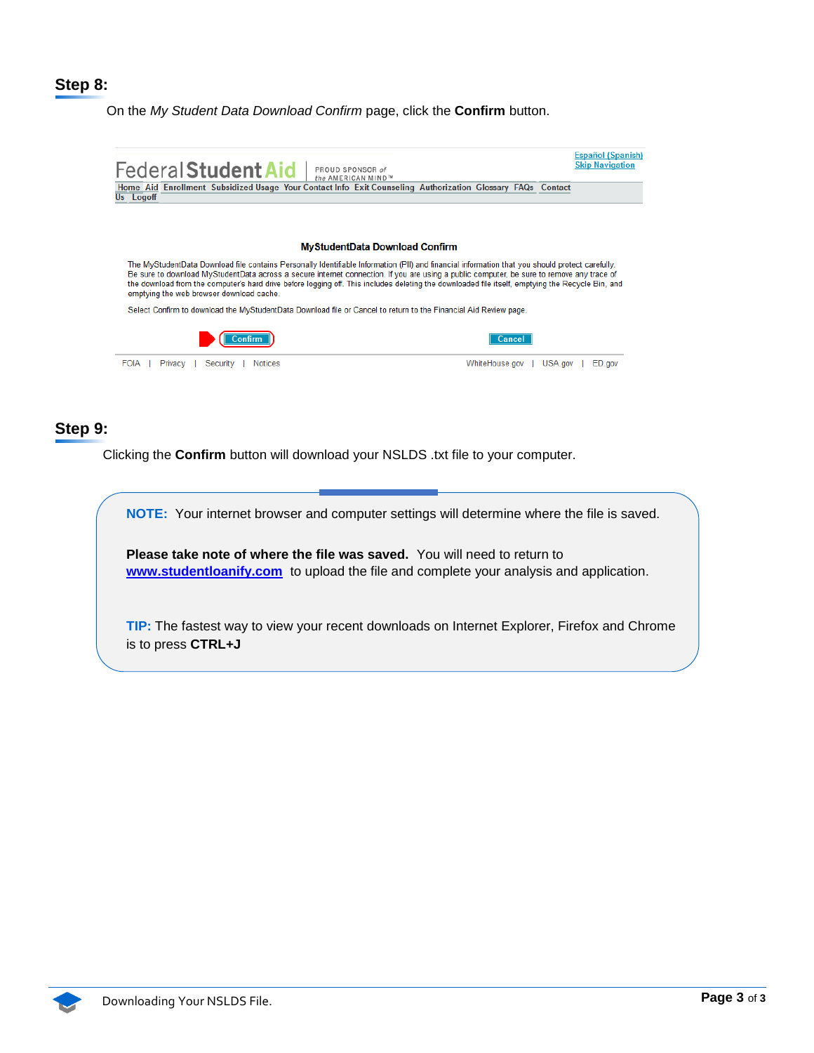## Step 8:

On the *My Student Data Download Confirm* page, click the **Confirm** button.

Federal Student Aid | PROUD SPONSOR of the AMERICAN MIND™

Español (Spanish)
Skip Navigation

Home Aid Enrollment Subsidized Usage Your Contact Info Exit Counseling Authorization Glossary FAQs Contact Us Logoff

**MyStudentData Download Confirm**

The MyStudentData Download file contains Personally Identifiable Information (PII) and financial information that you should protect carefully. Be sure to download MyStudentData across a secure internet connection. If you are using a public computer, be sure to remove any trace of the download from the computer's hard drive before logging off. This includes deleting the downloaded file itself, emptying the Recycle Bin, and emptying the web browser download cache.

Select Confirm to download the MyStudentData Download file or Cancel to return to the Financial Aid Review page.

Confirm Cancel

FOIA | Privacy | Security | Notices WhiteHouse.gov | USA.gov | ED.gov

## Step 9:

Clicking the **Confirm** button will download your NSLDS .txt file to your computer.

**NOTE:** Your internet browser and computer settings will determine where the file is saved.

**Please take note of where the file was saved.** You will need to return to [www.studentloanify.com](http://www.studentloanify.com) to upload the file and complete your analysis and application.

**TIP:** The fastest way to view your recent downloads on Internet Explorer, Firefox and Chrome is to press **CTRL+J**

Downloading Your NSLDS File.